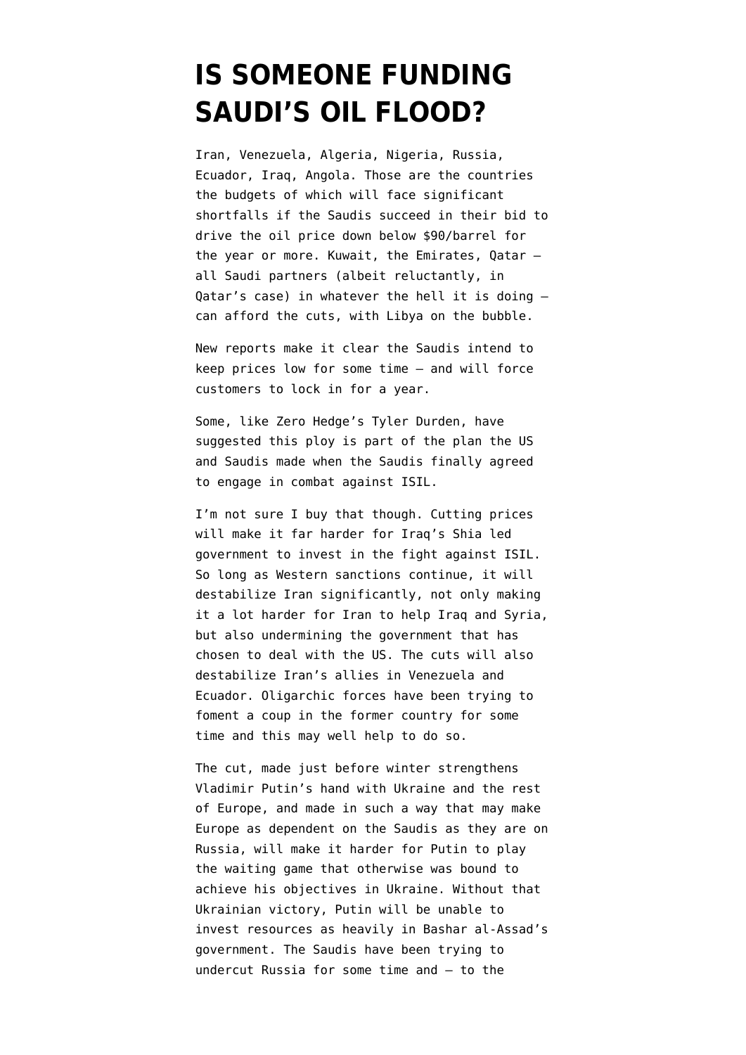# IS SOMEONE FUNDING SAUDI'S OIL FLOOD?

Iran, Venezuela, Algeria, Nigeria, Russia, Ecuador, Iraq, Angola. Those are the countries the budgets of which will face significant shortfalls if the Saudis succeed in their bid to drive the oil price down below $90/barrel for the year or more. Kuwait, the Emirates, Qatar — all Saudi partners (albeit reluctantly, in Qatar's case) in whatever the hell it is doing — can afford the cuts, with Libya on the bubble.

New reports make it clear the Saudis intend to keep prices low for some time — and will force customers to lock in for a year.

Some, like Zero Hedge's Tyler Durden, have suggested this ploy is part of the plan the US and Saudis made when the Saudis finally agreed to engage in combat against ISIL.

I'm not sure I buy that though. Cutting prices will make it far harder for Iraq's Shia led government to invest in the fight against ISIL. So long as Western sanctions continue, it will destabilize Iran significantly, not only making it a lot harder for Iran to help Iraq and Syria, but also undermining the government that has chosen to deal with the US. The cuts will also destabilize Iran's allies in Venezuela and Ecuador. Oligarchic forces have been trying to foment a coup in the former country for some time and this may well help to do so.

The cut, made just before winter strengthens Vladimir Putin's hand with Ukraine and the rest of Europe, and made in such a way that may make Europe as dependent on the Saudis as they are on Russia, will make it harder for Putin to play the waiting game that otherwise was bound to achieve his objectives in Ukraine. Without that Ukrainian victory, Putin will be unable to invest resources as heavily in Bashar al-Assad's government. The Saudis have been trying to undercut Russia for some time and — to the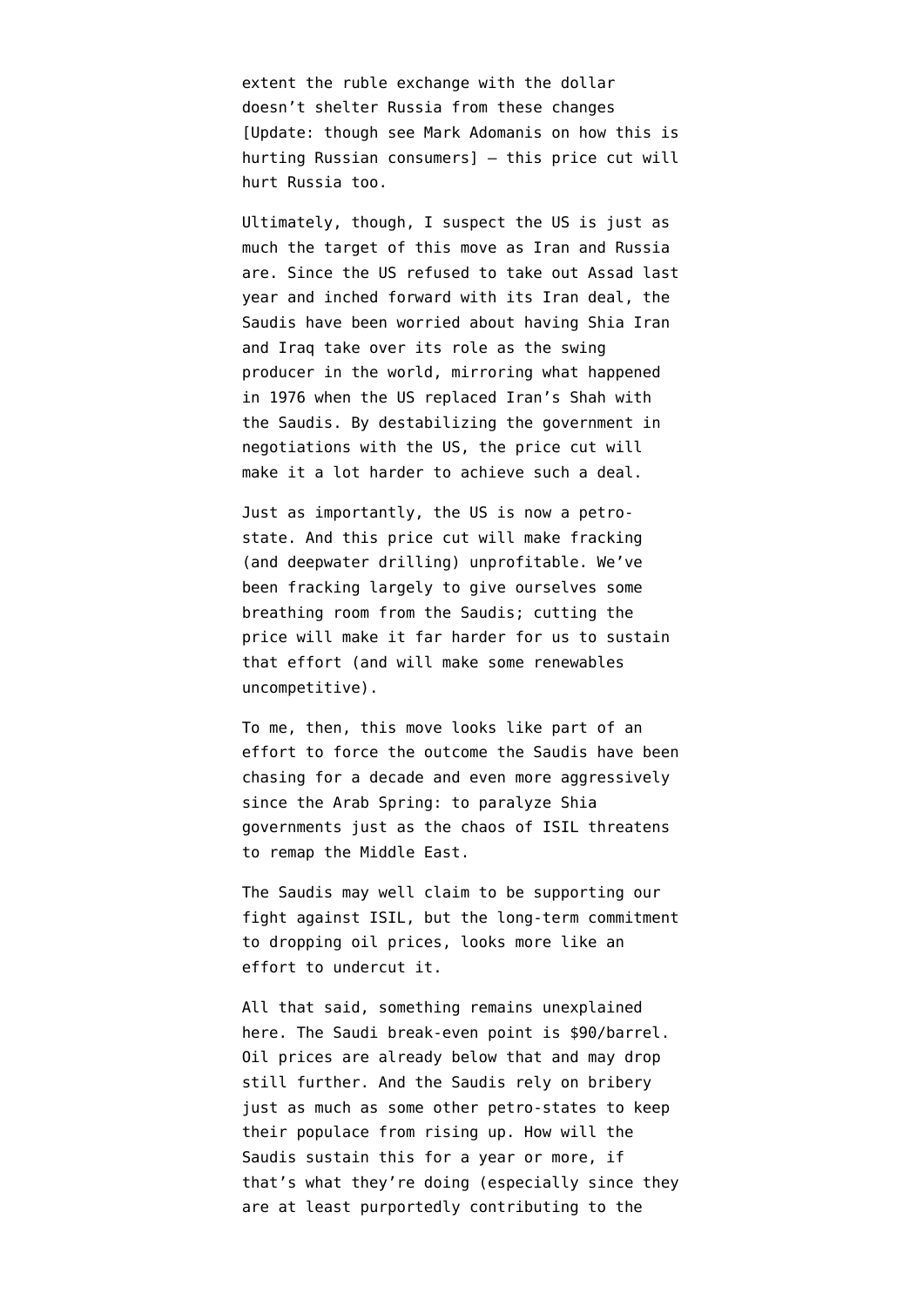extent the ruble exchange with the dollar doesn't shelter Russia from these changes [Update: though see Mark Adomanis on how this is hurting Russian consumers] — this price cut will hurt Russia too.

Ultimately, though, I suspect the US is just as much the target of this move as Iran and Russia are. Since the US refused to take out Assad last year and inched forward with its Iran deal, the Saudis have been worried about having Shia Iran and Iraq take over its role as the swing producer in the world, mirroring what happened in 1976 when the US replaced Iran's Shah with the Saudis. By destabilizing the government in negotiations with the US, the price cut will make it a lot harder to achieve such a deal.

Just as importantly, the US is now a petro-state. And this price cut will make fracking (and deepwater drilling) unprofitable. We've been fracking largely to give ourselves some breathing room from the Saudis; cutting the price will make it far harder for us to sustain that effort (and will make some renewables uncompetitive).

To me, then, this move looks like part of an effort to force the outcome the Saudis have been chasing for a decade and even more aggressively since the Arab Spring: to paralyze Shia governments just as the chaos of ISIL threatens to remap the Middle East.

The Saudis may well claim to be supporting our fight against ISIL, but the long-term commitment to dropping oil prices, looks more like an effort to undercut it.

All that said, something remains unexplained here. The Saudi break-even point is $90/barrel. Oil prices are already below that and may drop still further. And the Saudis rely on bribery just as much as some other petro-states to keep their populace from rising up. How will the Saudis sustain this for a year or more, if that's what they're doing (especially since they are at least purportedly contributing to the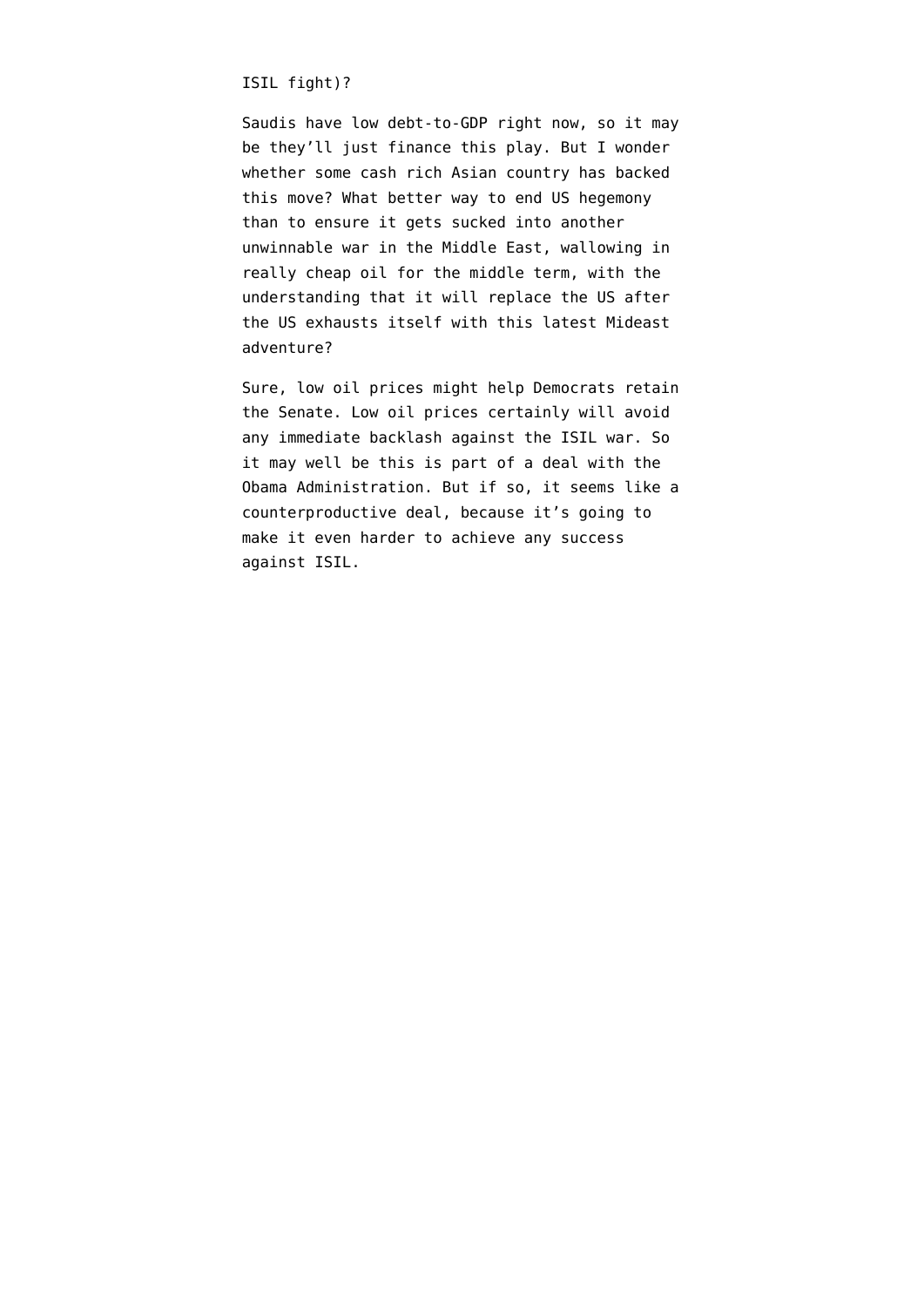ISIL fight)?

Saudis have low debt-to-GDP right now, so it may be they'll just finance this play. But I wonder whether some cash rich Asian country has backed this move? What better way to end US hegemony than to ensure it gets sucked into another unwinnable war in the Middle East, wallowing in really cheap oil for the middle term, with the understanding that it will replace the US after the US exhausts itself with this latest Mideast adventure?

Sure, low oil prices might help Democrats retain the Senate. Low oil prices certainly will avoid any immediate backlash against the ISIL war. So it may well be this is part of a deal with the Obama Administration. But if so, it seems like a counterproductive deal, because it's going to make it even harder to achieve any success against ISIL.